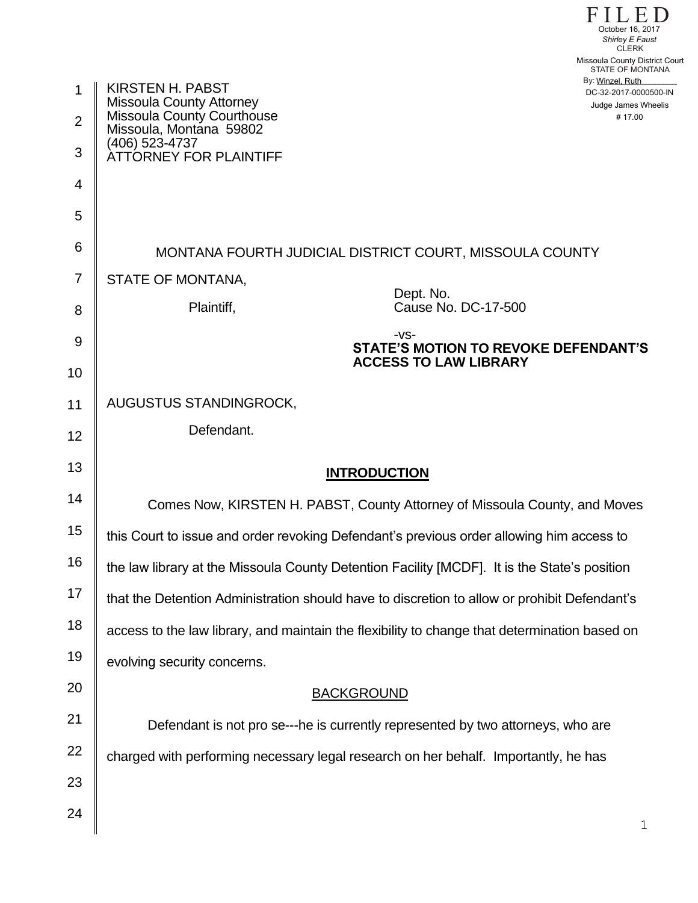FILED
October 16, 2017
*Shirley E Faust*
CLERK
Missoula County District Court
STATE OF MONTANA
By: Winzel, Ruth
DC-32-2017-0000500-IN
Judge James Wheelis
# 17.00

KIRSTEN H. PABST
Missoula County Attorney
Missoula County Courthouse
Missoula, Montana 59802
(406) 523-4737
ATTORNEY FOR PLAINTIFF

MONTANA FOURTH JUDICIAL DISTRICT COURT, MISSOULA COUNTY

STATE OF MONTANA,

Plaintiff,

-vs-

AUGUSTUS STANDINGROCK,

Defendant.

Dept. No.
Cause No. DC-17-500

**STATE'S MOTION TO REVOKE DEFENDANT'S ACCESS TO LAW LIBRARY**

## INTRODUCTION

Comes Now, KIRSTEN H. PABST, County Attorney of Missoula County, and Moves this Court to issue and order revoking Defendant's previous order allowing him access to the law library at the Missoula County Detention Facility [MCDF]. It is the State's position that the Detention Administration should have to discretion to allow or prohibit Defendant's access to the law library, and maintain the flexibility to change that determination based on evolving security concerns.

## BACKGROUND

Defendant is not pro se---he is currently represented by two attorneys, who are charged with performing necessary legal research on her behalf. Importantly, he has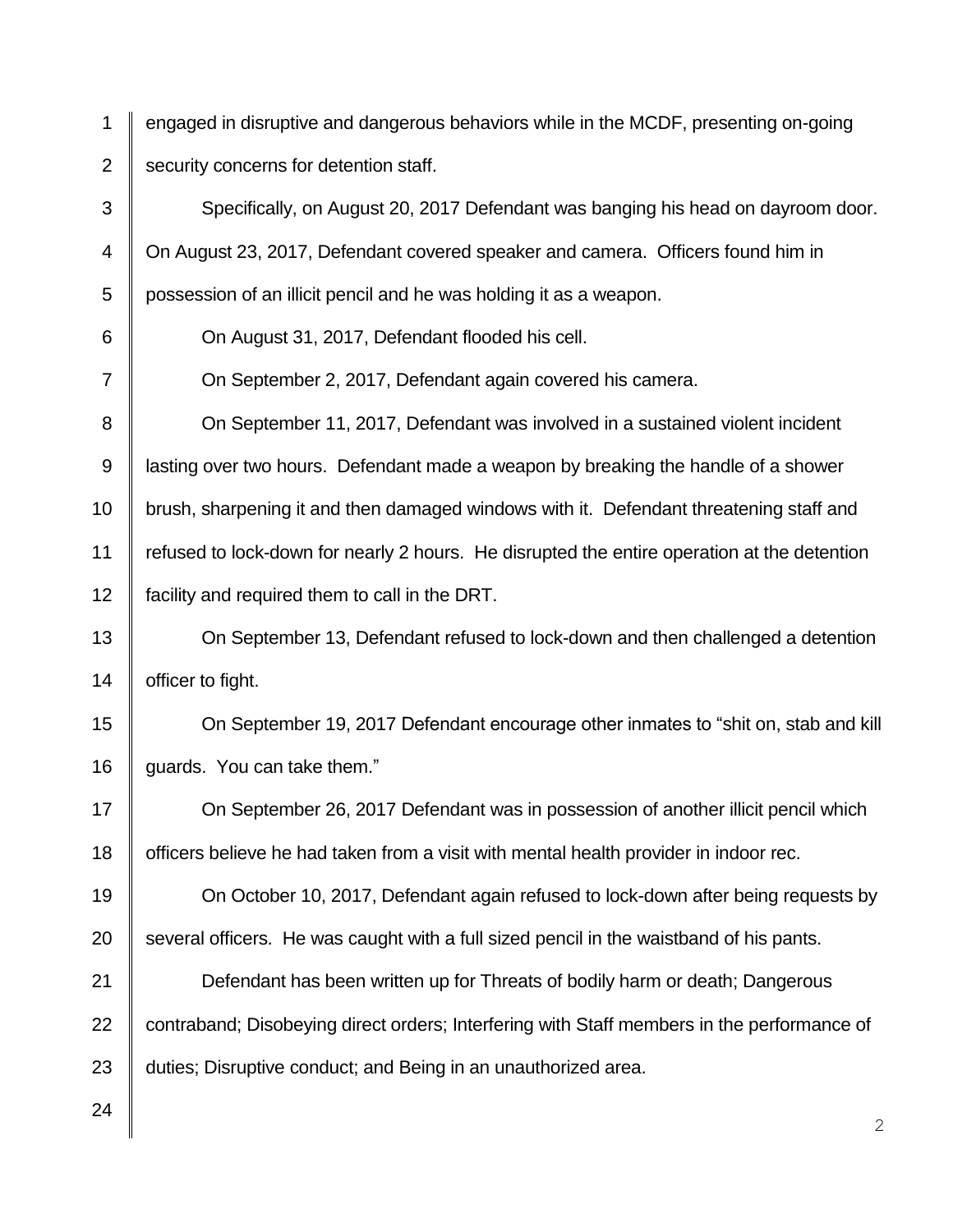engaged in disruptive and dangerous behaviors while in the MCDF, presenting on-going security concerns for detention staff.

Specifically, on August 20, 2017 Defendant was banging his head on dayroom door. On August 23, 2017, Defendant covered speaker and camera. Officers found him in possession of an illicit pencil and he was holding it as a weapon.

On August 31, 2017, Defendant flooded his cell.

On September 2, 2017, Defendant again covered his camera.

On September 11, 2017, Defendant was involved in a sustained violent incident lasting over two hours. Defendant made a weapon by breaking the handle of a shower brush, sharpening it and then damaged windows with it. Defendant threatening staff and refused to lock-down for nearly 2 hours. He disrupted the entire operation at the detention facility and required them to call in the DRT.

On September 13, Defendant refused to lock-down and then challenged a detention officer to fight.

On September 19, 2017 Defendant encourage other inmates to "shit on, stab and kill guards. You can take them."

On September 26, 2017 Defendant was in possession of another illicit pencil which officers believe he had taken from a visit with mental health provider in indoor rec.

On October 10, 2017, Defendant again refused to lock-down after being requests by several officers. He was caught with a full sized pencil in the waistband of his pants.

Defendant has been written up for Threats of bodily harm or death; Dangerous contraband; Disobeying direct orders; Interfering with Staff members in the performance of duties; Disruptive conduct; and Being in an unauthorized area.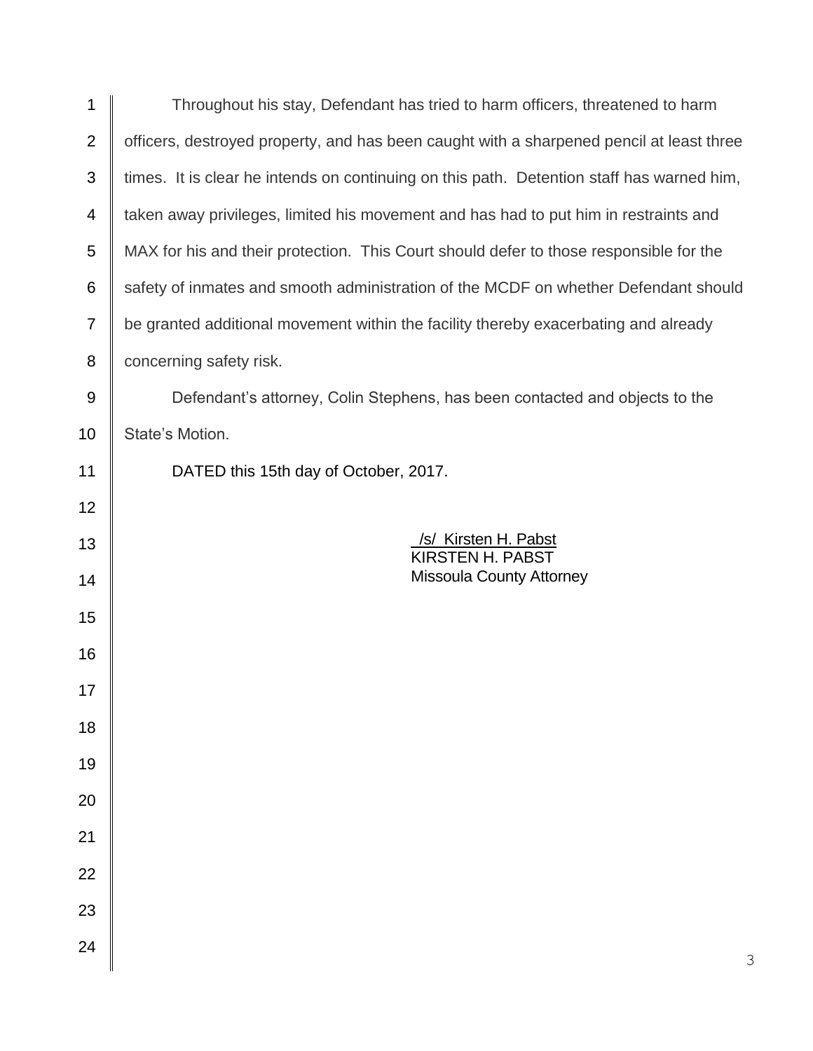Throughout his stay, Defendant has tried to harm officers, threatened to harm officers, destroyed property, and has been caught with a sharpened pencil at least three times. It is clear he intends on continuing on this path. Detention staff has warned him, taken away privileges, limited his movement and has had to put him in restraints and MAX for his and their protection. This Court should defer to those responsible for the safety of inmates and smooth administration of the MCDF on whether Defendant should be granted additional movement within the facility thereby exacerbating and already concerning safety risk.

Defendant's attorney, Colin Stephens, has been contacted and objects to the State's Motion.

DATED this 15th day of October, 2017.

/s/ Kirsten H. Pabst
KIRSTEN H. PABST
Missoula County Attorney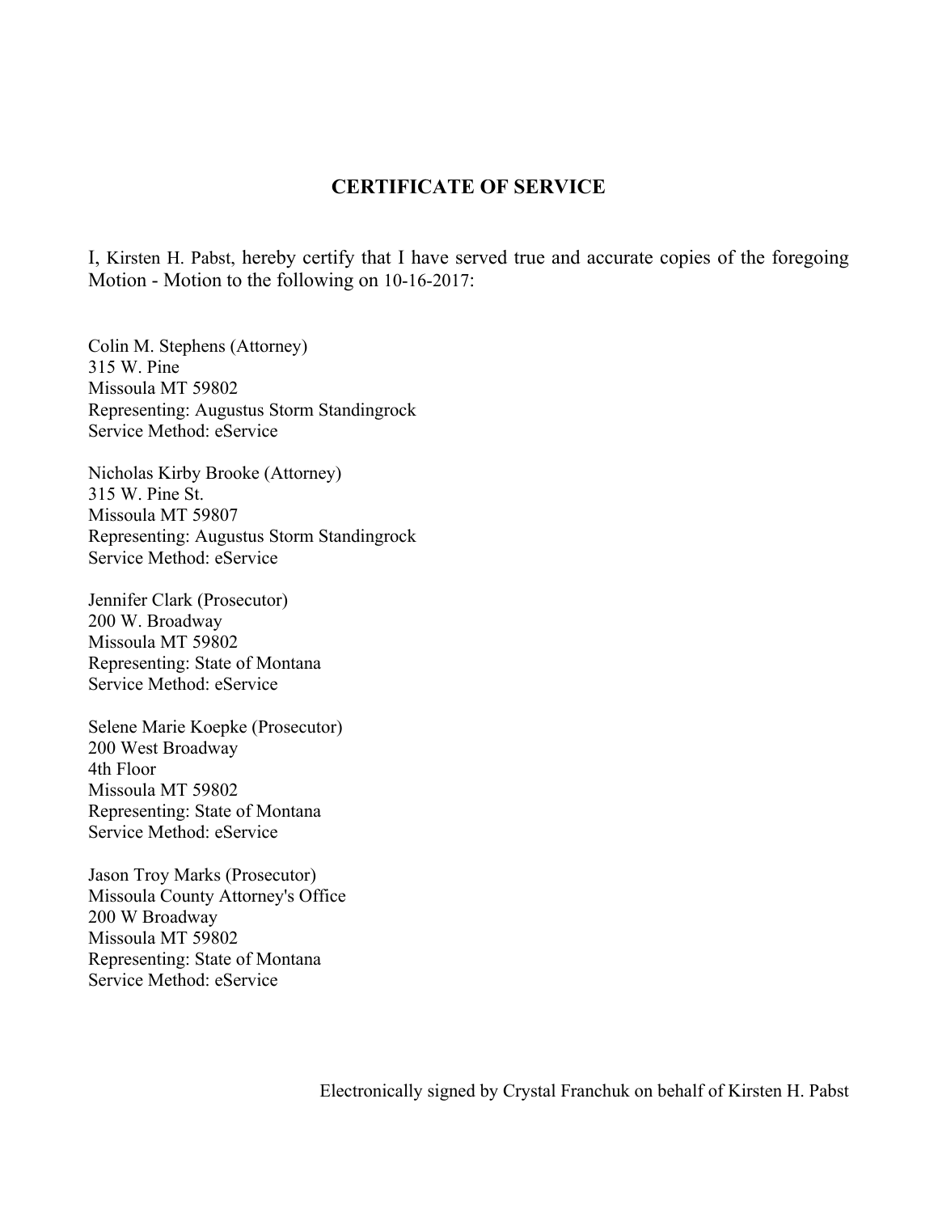## CERTIFICATE OF SERVICE

I, Kirsten H. Pabst, hereby certify that I have served true and accurate copies of the foregoing Motion - Motion to the following on 10-16-2017:

Colin M. Stephens (Attorney)
315 W. Pine
Missoula MT 59802
Representing: Augustus Storm Standingrock
Service Method: eService

Nicholas Kirby Brooke (Attorney)
315 W. Pine St.
Missoula MT 59807
Representing: Augustus Storm Standingrock
Service Method: eService

Jennifer Clark (Prosecutor)
200 W. Broadway
Missoula MT 59802
Representing: State of Montana
Service Method: eService

Selene Marie Koepke (Prosecutor)
200 West Broadway
4th Floor
Missoula MT 59802
Representing: State of Montana
Service Method: eService

Jason Troy Marks (Prosecutor)
Missoula County Attorney's Office
200 W Broadway
Missoula MT 59802
Representing: State of Montana
Service Method: eService

Electronically signed by Crystal Franchuk on behalf of Kirsten H. Pabst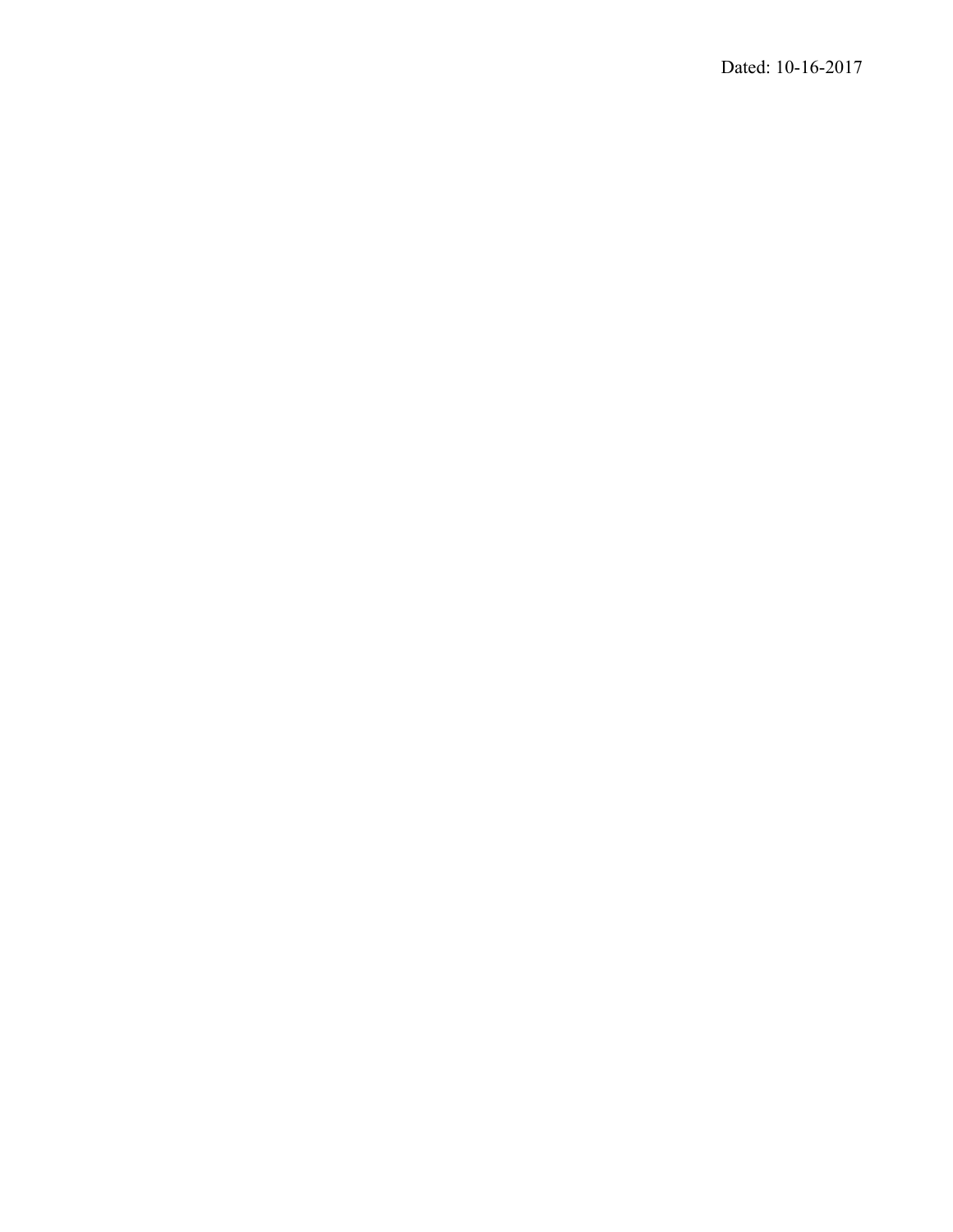Dated: 10-16-2017